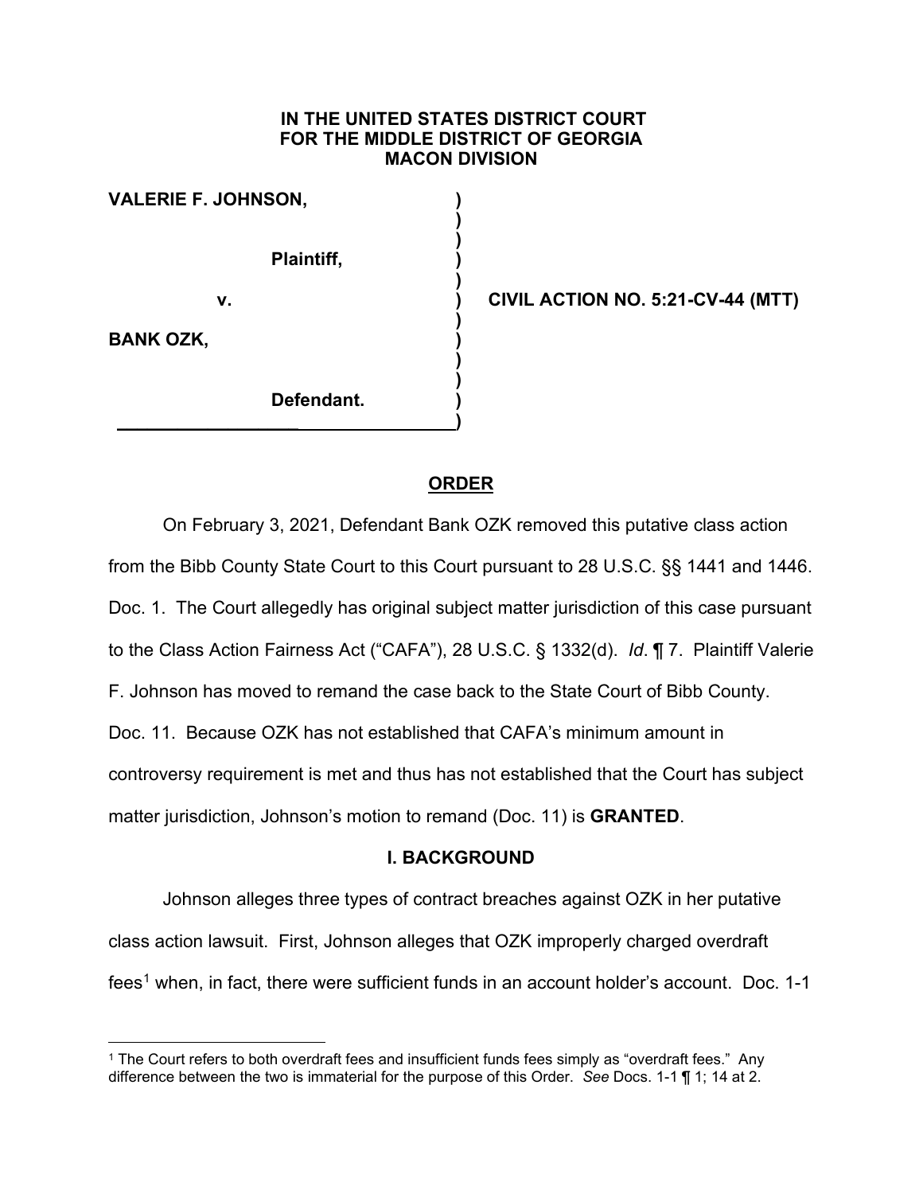**IN THE UNITED STATES DISTRICT COURT**
**FOR THE MIDDLE DISTRICT OF GEORGIA**
**MACON DIVISION**

**VALERIE F. JOHNSON,**

**Plaintiff,**

**v.**

**BANK OZK,**

**Defendant.**

**CIVIL ACTION NO. 5:21-CV-44 (MTT)**

## ORDER

On February 3, 2021, Defendant Bank OZK removed this putative class action from the Bibb County State Court to this Court pursuant to 28 U.S.C. §§ 1441 and 1446. Doc. 1. The Court allegedly has original subject matter jurisdiction of this case pursuant to the Class Action Fairness Act ("CAFA"), 28 U.S.C. § 1332(d). *Id*. ¶ 7. Plaintiff Valerie F. Johnson has moved to remand the case back to the State Court of Bibb County. Doc. 11. Because OZK has not established that CAFA's minimum amount in controversy requirement is met and thus has not established that the Court has subject matter jurisdiction, Johnson's motion to remand (Doc. 11) is **GRANTED**.

## I. BACKGROUND

Johnson alleges three types of contract breaches against OZK in her putative class action lawsuit. First, Johnson alleges that OZK improperly charged overdraft fees[1] when, in fact, there were sufficient funds in an account holder's account. Doc. 1-1

[1] The Court refers to both overdraft fees and insufficient funds fees simply as "overdraft fees." Any difference between the two is immaterial for the purpose of this Order. *See* Docs. 1-1 ¶ 1; 14 at 2.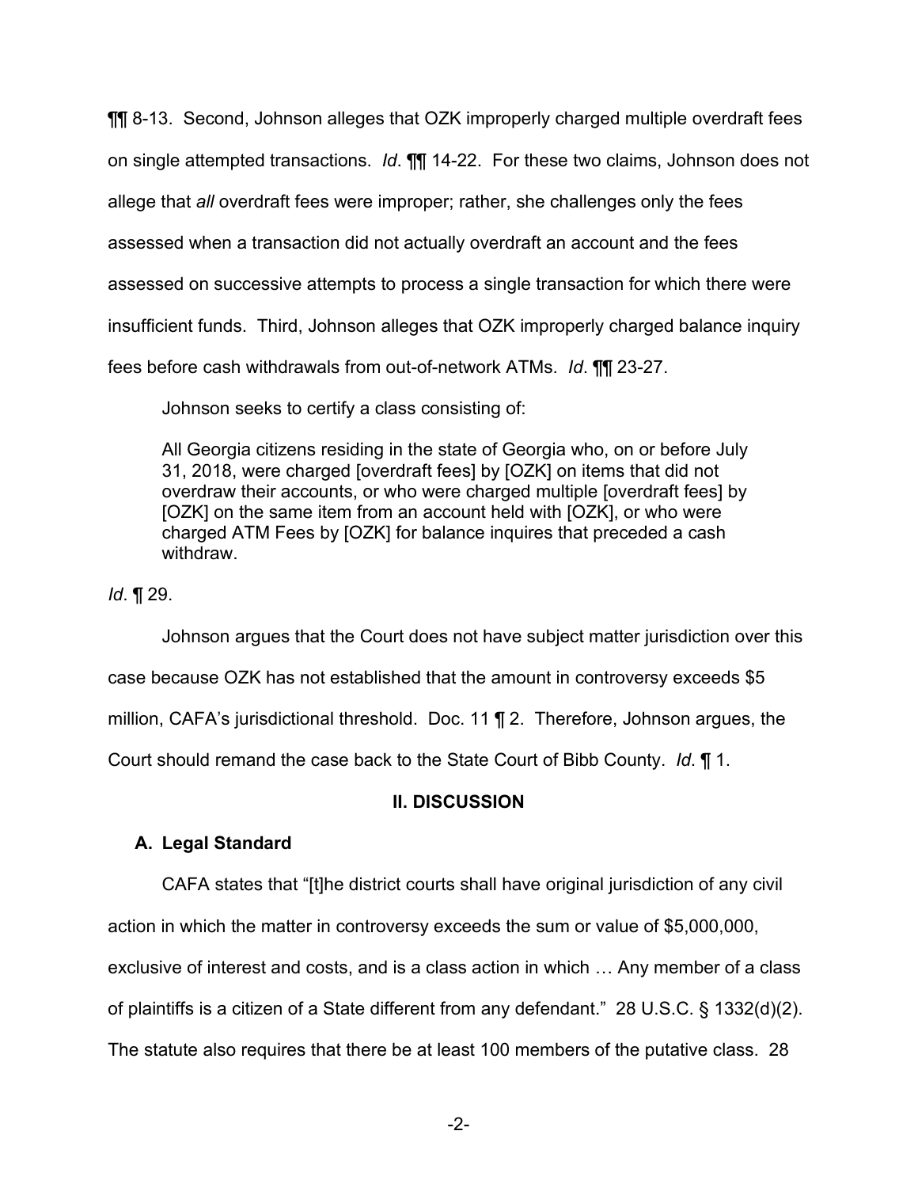¶¶ 8-13. Second, Johnson alleges that OZK improperly charged multiple overdraft fees on single attempted transactions. *Id*. ¶¶ 14-22. For these two claims, Johnson does not allege that *all* overdraft fees were improper; rather, she challenges only the fees assessed when a transaction did not actually overdraft an account and the fees assessed on successive attempts to process a single transaction for which there were insufficient funds. Third, Johnson alleges that OZK improperly charged balance inquiry fees before cash withdrawals from out-of-network ATMs. *Id*. ¶¶ 23-27.

Johnson seeks to certify a class consisting of:

> All Georgia citizens residing in the state of Georgia who, on or before July 31, 2018, were charged [overdraft fees] by [OZK] on items that did not overdraw their accounts, or who were charged multiple [overdraft fees] by [OZK] on the same item from an account held with [OZK], or who were charged ATM Fees by [OZK] for balance inquires that preceded a cash withdraw.

*Id*. ¶ 29.

Johnson argues that the Court does not have subject matter jurisdiction over this case because OZK has not established that the amount in controversy exceeds $5 million, CAFA's jurisdictional threshold. Doc. 11 ¶ 2. Therefore, Johnson argues, the Court should remand the case back to the State Court of Bibb County. *Id*. ¶ 1.

## II. DISCUSSION

### A. Legal Standard

CAFA states that "[t]he district courts shall have original jurisdiction of any civil action in which the matter in controversy exceeds the sum or value of $5,000,000, exclusive of interest and costs, and is a class action in which … Any member of a class of plaintiffs is a citizen of a State different from any defendant." 28 U.S.C. § 1332(d)(2). The statute also requires that there be at least 100 members of the putative class. 28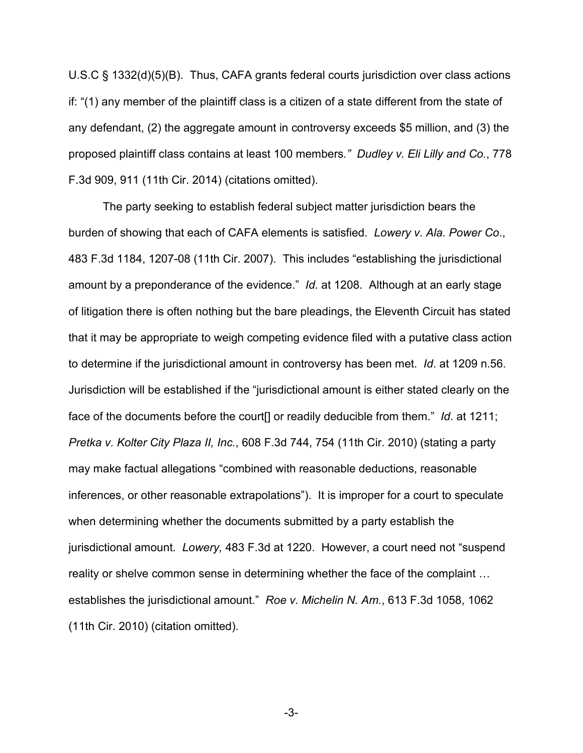U.S.C § 1332(d)(5)(B). Thus, CAFA grants federal courts jurisdiction over class actions if: "(1) any member of the plaintiff class is a citizen of a state different from the state of any defendant, (2) the aggregate amount in controversy exceeds $5 million, and (3) the proposed plaintiff class contains at least 100 members*." Dudley v. Eli Lilly and Co.*, 778 F.3d 909, 911 (11th Cir. 2014) (citations omitted).

The party seeking to establish federal subject matter jurisdiction bears the burden of showing that each of CAFA elements is satisfied. *Lowery v. Ala. Power Co*., 483 F.3d 1184, 1207-08 (11th Cir. 2007). This includes "establishing the jurisdictional amount by a preponderance of the evidence." *Id.* at 1208. Although at an early stage of litigation there is often nothing but the bare pleadings, the Eleventh Circuit has stated that it may be appropriate to weigh competing evidence filed with a putative class action to determine if the jurisdictional amount in controversy has been met. *Id*. at 1209 n.56. Jurisdiction will be established if the "jurisdictional amount is either stated clearly on the face of the documents before the court[] or readily deducible from them." *Id*. at 1211; *Pretka v. Kolter City Plaza II, Inc.*, 608 F.3d 744, 754 (11th Cir. 2010) (stating a party may make factual allegations "combined with reasonable deductions, reasonable inferences, or other reasonable extrapolations"). It is improper for a court to speculate when determining whether the documents submitted by a party establish the jurisdictional amount. *Lowery,* 483 F.3d at 1220. However, a court need not "suspend reality or shelve common sense in determining whether the face of the complaint … establishes the jurisdictional amount." *Roe v. Michelin N. Am.*, 613 F.3d 1058, 1062 (11th Cir. 2010) (citation omitted).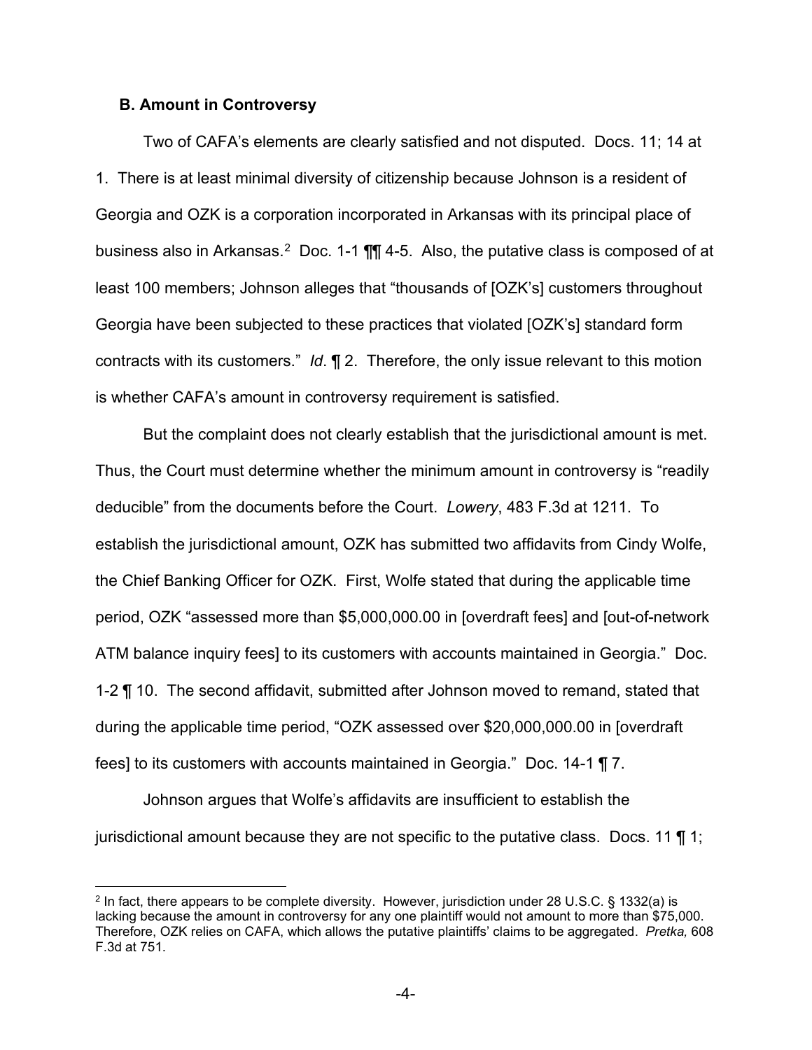### B. Amount in Controversy

Two of CAFA's elements are clearly satisfied and not disputed. Docs. 11; 14 at 1. There is at least minimal diversity of citizenship because Johnson is a resident of Georgia and OZK is a corporation incorporated in Arkansas with its principal place of business also in Arkansas.[2] Doc. 1-1 ¶¶ 4-5. Also, the putative class is composed of at least 100 members; Johnson alleges that "thousands of [OZK's] customers throughout Georgia have been subjected to these practices that violated [OZK's] standard form contracts with its customers." *Id*. ¶ 2. Therefore, the only issue relevant to this motion is whether CAFA's amount in controversy requirement is satisfied.

But the complaint does not clearly establish that the jurisdictional amount is met. Thus, the Court must determine whether the minimum amount in controversy is "readily deducible" from the documents before the Court. *Lowery*, 483 F.3d at 1211. To establish the jurisdictional amount, OZK has submitted two affidavits from Cindy Wolfe, the Chief Banking Officer for OZK. First, Wolfe stated that during the applicable time period, OZK "assessed more than $5,000,000.00 in [overdraft fees] and [out-of-network ATM balance inquiry fees] to its customers with accounts maintained in Georgia." Doc. 1-2 ¶ 10. The second affidavit, submitted after Johnson moved to remand, stated that during the applicable time period, "OZK assessed over $20,000,000.00 in [overdraft fees] to its customers with accounts maintained in Georgia." Doc. 14-1 ¶ 7.

Johnson argues that Wolfe's affidavits are insufficient to establish the jurisdictional amount because they are not specific to the putative class. Docs. 11 ¶ 1;

---

[2] In fact, there appears to be complete diversity. However, jurisdiction under 28 U.S.C. § 1332(a) is lacking because the amount in controversy for any one plaintiff would not amount to more than $75,000. Therefore, OZK relies on CAFA, which allows the putative plaintiffs' claims to be aggregated. *Pretka,* 608 F.3d at 751.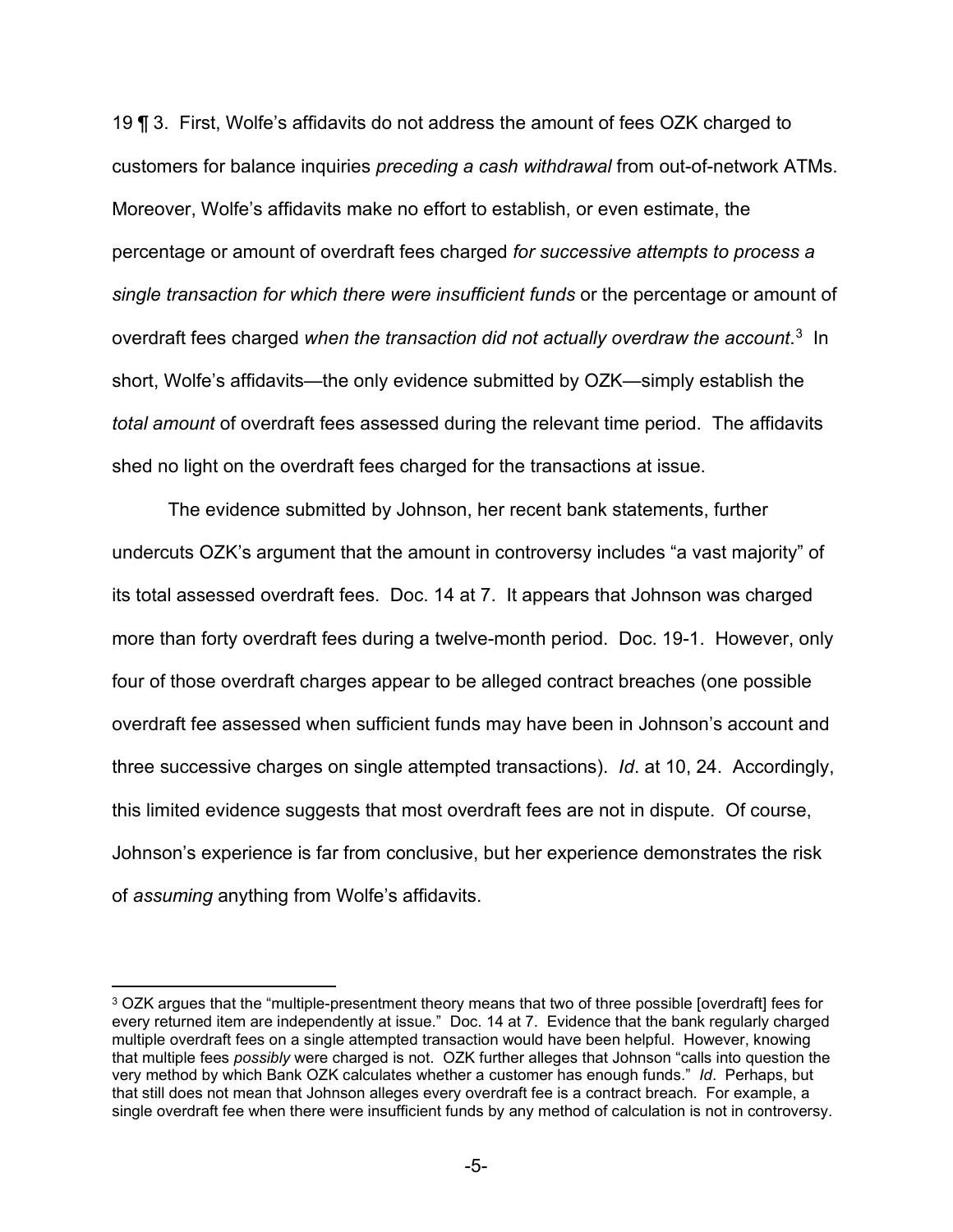19 ¶ 3. First, Wolfe's affidavits do not address the amount of fees OZK charged to customers for balance inquiries *preceding a cash withdrawal* from out-of-network ATMs. Moreover, Wolfe's affidavits make no effort to establish, or even estimate, the percentage or amount of overdraft fees charged *for successive attempts to process a single transaction for which there were insufficient funds* or the percentage or amount of overdraft fees charged *when the transaction did not actually overdraw the account*.[3] In short, Wolfe's affidavits—the only evidence submitted by OZK—simply establish the *total amount* of overdraft fees assessed during the relevant time period. The affidavits shed no light on the overdraft fees charged for the transactions at issue.

The evidence submitted by Johnson, her recent bank statements, further undercuts OZK's argument that the amount in controversy includes "a vast majority" of its total assessed overdraft fees. Doc. 14 at 7. It appears that Johnson was charged more than forty overdraft fees during a twelve-month period. Doc. 19-1. However, only four of those overdraft charges appear to be alleged contract breaches (one possible overdraft fee assessed when sufficient funds may have been in Johnson's account and three successive charges on single attempted transactions). *Id*. at 10, 24. Accordingly, this limited evidence suggests that most overdraft fees are not in dispute. Of course, Johnson's experience is far from conclusive, but her experience demonstrates the risk of *assuming* anything from Wolfe's affidavits.

---

[3] OZK argues that the "multiple-presentment theory means that two of three possible [overdraft] fees for every returned item are independently at issue." Doc. 14 at 7. Evidence that the bank regularly charged multiple overdraft fees on a single attempted transaction would have been helpful. However, knowing that multiple fees *possibly* were charged is not. OZK further alleges that Johnson "calls into question the very method by which Bank OZK calculates whether a customer has enough funds." *Id*. Perhaps, but that still does not mean that Johnson alleges every overdraft fee is a contract breach. For example, a single overdraft fee when there were insufficient funds by any method of calculation is not in controversy.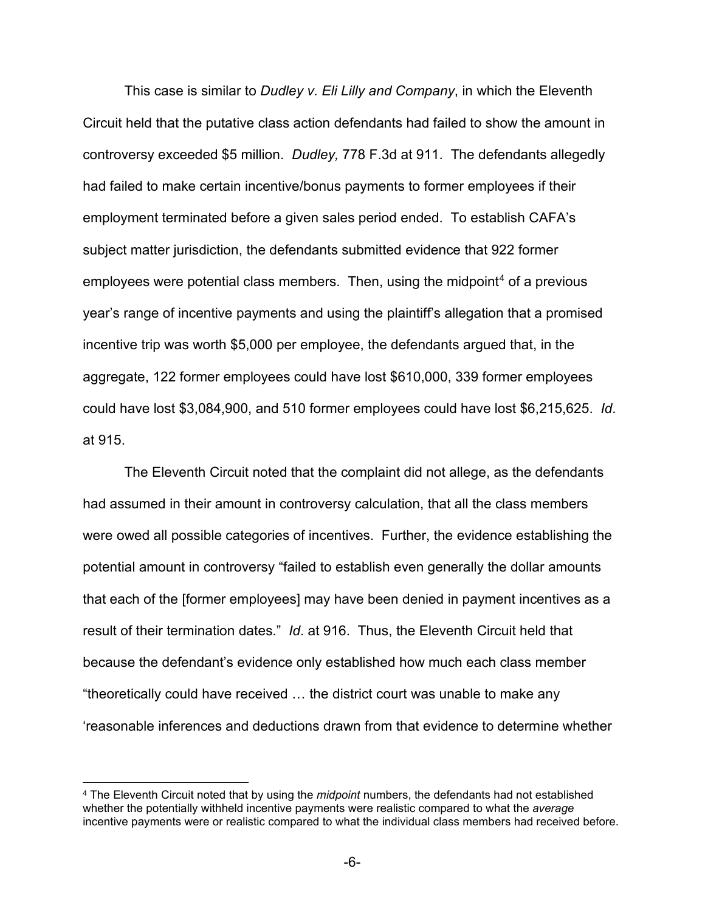This case is similar to *Dudley v. Eli Lilly and Company*, in which the Eleventh Circuit held that the putative class action defendants had failed to show the amount in controversy exceeded $5 million. *Dudley,* 778 F.3d at 911. The defendants allegedly had failed to make certain incentive/bonus payments to former employees if their employment terminated before a given sales period ended. To establish CAFA's subject matter jurisdiction, the defendants submitted evidence that 922 former employees were potential class members. Then, using the midpoint[4] of a previous year's range of incentive payments and using the plaintiff's allegation that a promised incentive trip was worth $5,000 per employee, the defendants argued that, in the aggregate, 122 former employees could have lost $610,000, 339 former employees could have lost $3,084,900, and 510 former employees could have lost $6,215,625. *Id*. at 915.

The Eleventh Circuit noted that the complaint did not allege, as the defendants had assumed in their amount in controversy calculation, that all the class members were owed all possible categories of incentives. Further, the evidence establishing the potential amount in controversy "failed to establish even generally the dollar amounts that each of the [former employees] may have been denied in payment incentives as a result of their termination dates." *Id*. at 916. Thus, the Eleventh Circuit held that because the defendant's evidence only established how much each class member "theoretically could have received … the district court was unable to make any 'reasonable inferences and deductions drawn from that evidence to determine whether

[4] The Eleventh Circuit noted that by using the *midpoint* numbers, the defendants had not established whether the potentially withheld incentive payments were realistic compared to what the *average* incentive payments were or realistic compared to what the individual class members had received before.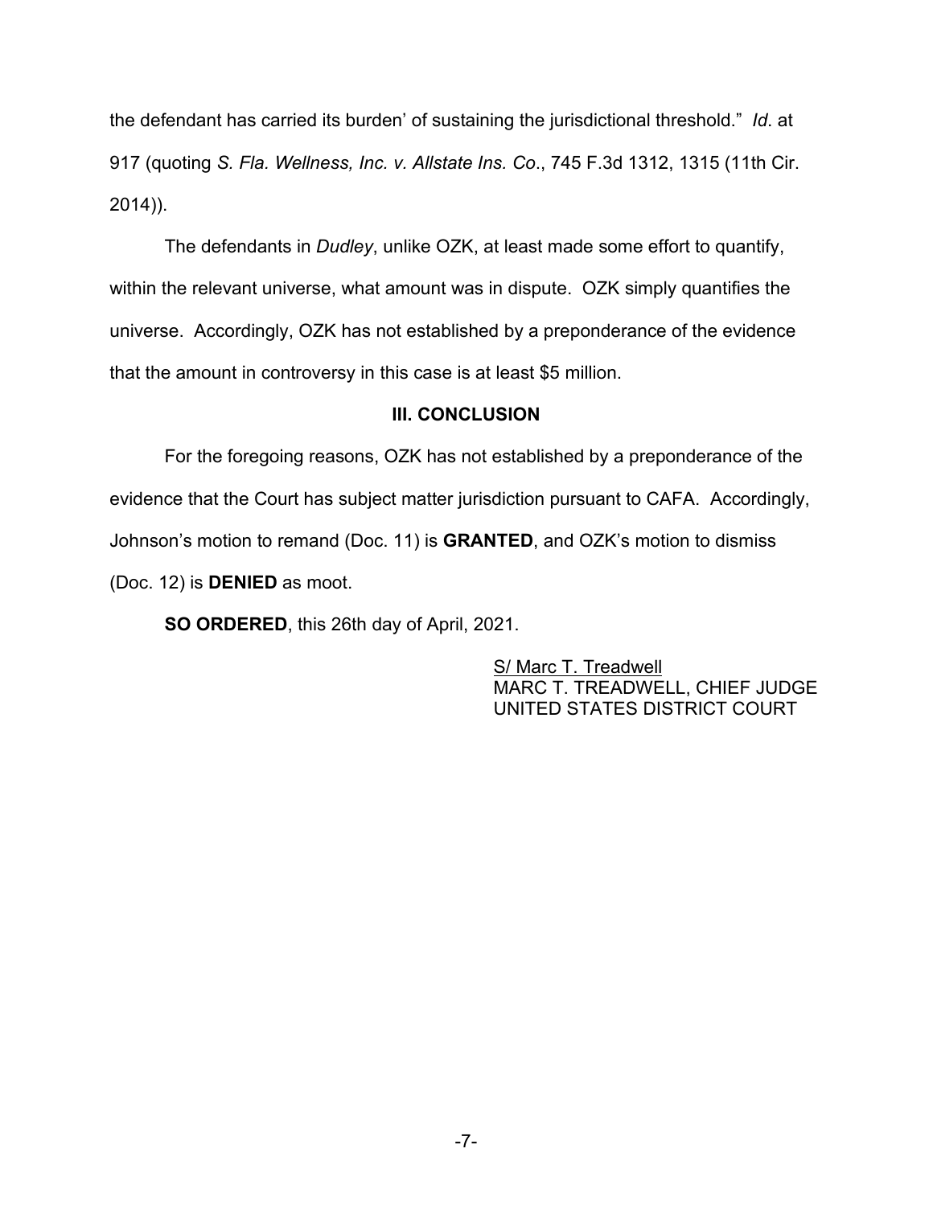the defendant has carried its burden' of sustaining the jurisdictional threshold." *Id*. at 917 (quoting *S. Fla. Wellness, Inc. v. Allstate Ins. Co*., 745 F.3d 1312, 1315 (11th Cir. 2014)).

The defendants in *Dudley*, unlike OZK, at least made some effort to quantify, within the relevant universe, what amount was in dispute. OZK simply quantifies the universe. Accordingly, OZK has not established by a preponderance of the evidence that the amount in controversy in this case is at least $5 million.

## III. CONCLUSION

For the foregoing reasons, OZK has not established by a preponderance of the evidence that the Court has subject matter jurisdiction pursuant to CAFA. Accordingly, Johnson's motion to remand (Doc. 11) is **GRANTED**, and OZK's motion to dismiss (Doc. 12) is **DENIED** as moot.

**SO ORDERED**, this 26th day of April, 2021.

S/ Marc T. Treadwell
MARC T. TREADWELL, CHIEF JUDGE
UNITED STATES DISTRICT COURT